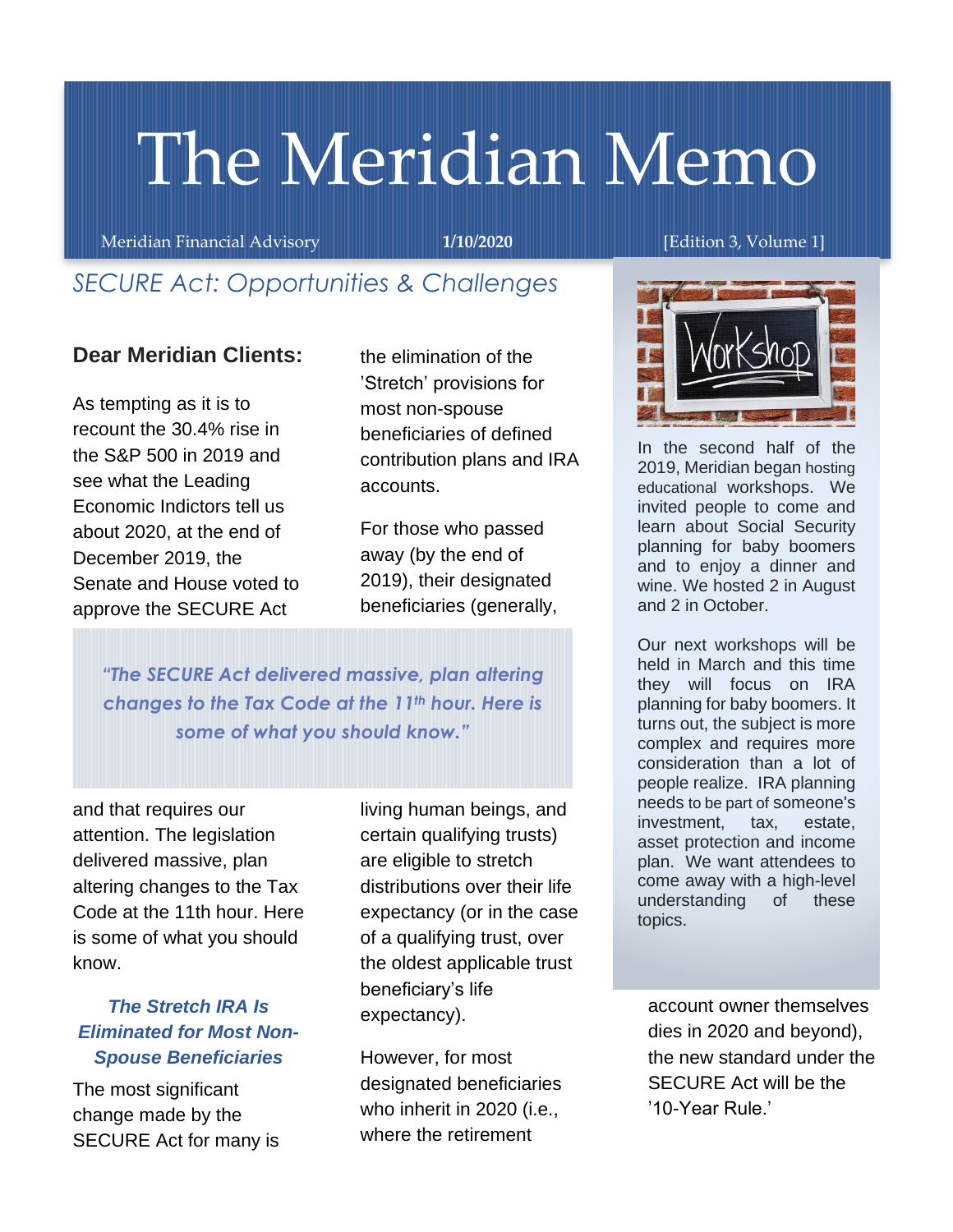# The Meridian Memo

Meridian Financial Advisory **1/10/2020** [Edition 3, Volume 1]

## *SECURE Act: Opportunities & Challenges*

**Dear Meridian Clients:**

As tempting as it is to recount the 30.4% rise in the S&P 500 in 2019 and see what the Leading Economic Indictors tell us about 2020, at the end of December 2019, the Senate and House voted to approve the SECURE Act and that requires our attention. The legislation delivered massive, plan altering changes to the Tax Code at the 11th hour. Here is some of what you should know.

> *"The SECURE Act delivered massive, plan altering changes to the Tax Code at the 11th hour. Here is some of what you should know."*

### *The Stretch IRA Is Eliminated for Most Non-Spouse Beneficiaries*

The most significant change made by the SECURE Act for many is the elimination of the 'Stretch' provisions for most non-spouse beneficiaries of defined contribution plans and IRA accounts.

For those who passed away (by the end of 2019), their designated beneficiaries (generally, living human beings, and certain qualifying trusts) are eligible to stretch distributions over their life expectancy (or in the case of a qualifying trust, over the oldest applicable trust beneficiary's life expectancy).

However, for most designated beneficiaries who inherit in 2020 (i.e., where the retirement account owner themselves dies in 2020 and beyond), the new standard under the SECURE Act will be the '10-Year Rule.'

---

In the second half of the 2019, Meridian began hosting educational workshops. We invited people to come and learn about Social Security planning for baby boomers and to enjoy a dinner and wine. We hosted 2 in August and 2 in October.

Our next workshops will be held in March and this time they will focus on IRA planning for baby boomers. It turns out, the subject is more complex and requires more consideration than a lot of people realize. IRA planning needs to be part of someone's investment, tax, estate, asset protection and income plan. We want attendees to come away with a high-level understanding of these topics.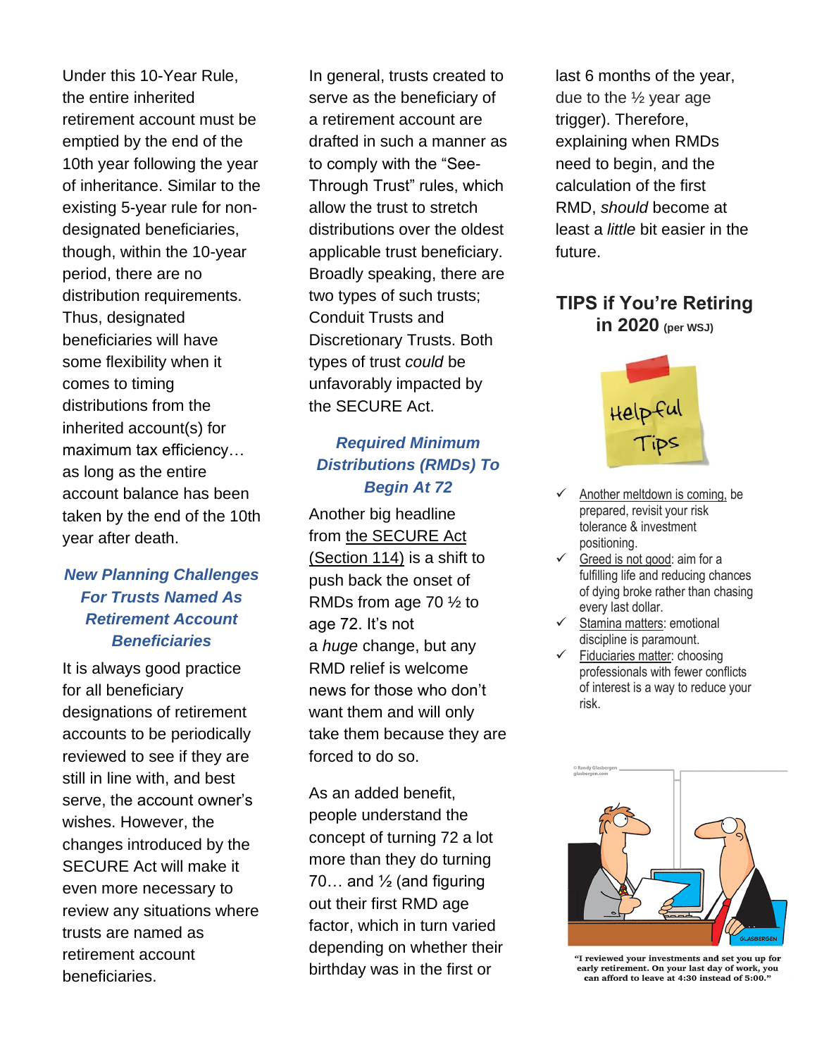Under this 10-Year Rule, the entire inherited retirement account must be emptied by the end of the 10th year following the year of inheritance. Similar to the existing 5-year rule for non-designated beneficiaries, though, within the 10-year period, there are no distribution requirements. Thus, designated beneficiaries will have some flexibility when it comes to timing distributions from the inherited account(s) for maximum tax efficiency… as long as the entire account balance has been taken by the end of the 10th year after death.

### *New Planning Challenges For Trusts Named As Retirement Account Beneficiaries*

It is always good practice for all beneficiary designations of retirement accounts to be periodically reviewed to see if they are still in line with, and best serve, the account owner's wishes. However, the changes introduced by the SECURE Act will make it even more necessary to review any situations where trusts are named as retirement account beneficiaries.

In general, trusts created to serve as the beneficiary of a retirement account are drafted in such a manner as to comply with the "See-Through Trust" rules, which allow the trust to stretch distributions over the oldest applicable trust beneficiary. Broadly speaking, there are two types of such trusts; Conduit Trusts and Discretionary Trusts. Both types of trust *could* be unfavorably impacted by the SECURE Act.

### *Required Minimum Distributions (RMDs) To Begin At 72*

Another big headline from the SECURE Act (Section 114) is a shift to push back the onset of RMDs from age 70 ½ to age 72. It's not a *huge* change, but any RMD relief is welcome news for those who don't want them and will only take them because they are forced to do so.

As an added benefit, people understand the concept of turning 72 a lot more than they do turning 70… and ½ (and figuring out their first RMD age factor, which in turn varied depending on whether their birthday was in the first or last 6 months of the year, due to the ½ year age trigger). Therefore, explaining when RMDs need to begin, and the calculation of the first RMD, *should* become at least a *little* bit easier in the future.

## TIPS if You're Retiring in 2020 (per WSJ)

Helpful Tips

- ✓ Another meltdown is coming, be prepared, revisit your risk tolerance & investment positioning.
- ✓ Greed is not good: aim for a fulfilling life and reducing chances of dying broke rather than chasing every last dollar.
- ✓ Stamina matters: emotional discipline is paramount.
- ✓ Fiduciaries matter: choosing professionals with fewer conflicts of interest is a way to reduce your risk.

"I reviewed your investments and set you up for early retirement. On your last day of work, you can afford to leave at 4:30 instead of 5:00."